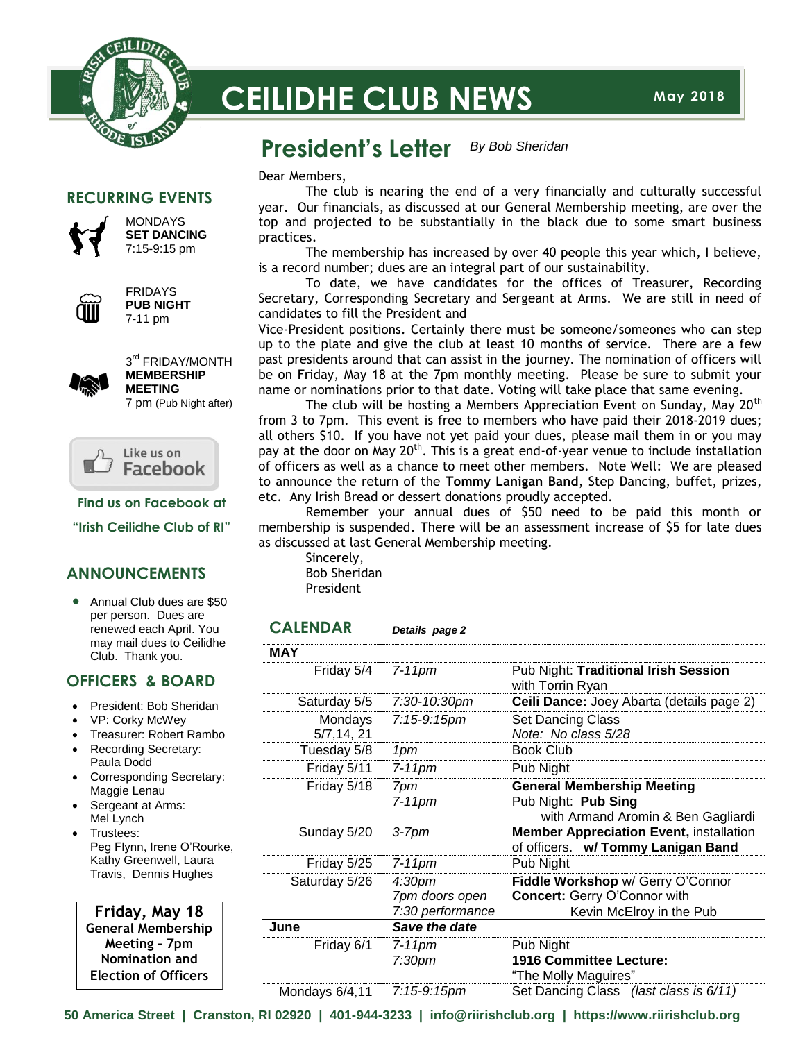# CEILIDHE CLUB NEWS

May 2018

## President's Letter

*By Bob Sheridan*

Dear Members,

The club is nearing the end of a very financially and culturally successful year. Our financials, as discussed at our General Membership meeting, are over the top and projected to be substantially in the black due to some smart business practices.

The membership has increased by over 40 people this year which, I believe, is a record number; dues are an integral part of our sustainability.

To date, we have candidates for the offices of Treasurer, Recording Secretary, Corresponding Secretary and Sergeant at Arms. We are still in need of candidates to fill the President and Vice-President positions. Certainly there must be someone/someones who can step up to the plate and give the club at least 10 months of service. There are a few past presidents around that can assist in the journey. The nomination of officers will be on Friday, May 18 at the 7pm monthly meeting. Please be sure to submit your name or nominations prior to that date. Voting will take place that same evening.

The club will be hosting a Members Appreciation Event on Sunday, May 20th from 3 to 7pm. This event is free to members who have paid their 2018-2019 dues; all others $10. If you have not yet paid your dues, please mail them in or you may pay at the door on May 20th. This is a great end-of-year venue to include installation of officers as well as a chance to meet other members. Note Well: We are pleased to announce the return of the **Tommy Lanigan Band**, Step Dancing, buffet, prizes, etc. Any Irish Bread or dessert donations proudly accepted.

Remember your annual dues of $50 need to be paid this month or membership is suspended. There will be an assessment increase of $5 for late dues as discussed at last General Membership meeting.

Sincerely,
Bob Sheridan
President

## RECURRING EVENTS

MONDAYS
**SET DANCING**
7:15-9:15 pm

FRIDAYS
**PUB NIGHT**
7-11 pm

3rd FRIDAY/MONTH
**MEMBERSHIP MEETING**
7 pm (Pub Night after)

Like us on Facebook

**Find us on Facebook at "Irish Ceilidhe Club of RI"**

## ANNOUNCEMENTS

- Annual Club dues are $50 per person. Dues are renewed each April. You may mail dues to Ceilidhe Club. Thank you.

## OFFICERS & BOARD

- President: Bob Sheridan
- VP: Corky McWey
- Treasurer: Robert Rambo
- Recording Secretary: Paula Dodd
- Corresponding Secretary: Maggie Lenau
- Sergeant at Arms: Mel Lynch
- Trustees: Peg Flynn, Irene O'Rourke, Kathy Greenwell, Laura Travis, Dennis Hughes

**Friday, May 18**
**General Membership Meeting – 7pm**
**Nomination and Election of Officers**

## CALENDAR

*Details page 2*

| MAY | | |
|---|---|---|
| Friday 5/4 | *7-11pm* | Pub Night: **Traditional Irish Session** with Torrin Ryan |
| Saturday 5/5 | *7:30-10:30pm* | **Ceili Dance:** Joey Abarta (details page 2) |
| Mondays 5/7,14, 21 | *7:15-9:15pm* | Set Dancing Class *Note: No class 5/28* |
| Tuesday 5/8 | *1pm* | Book Club |
| Friday 5/11 | *7-11pm* | Pub Night |
| Friday 5/18 | *7pm* *7-11pm* | **General Membership Meeting** Pub Night: **Pub Sing** with Armand Aromin & Ben Gagliardi |
| Sunday 5/20 | *3-7pm* | **Member Appreciation Event,** installation of officers. **w/ Tommy Lanigan Band** |
| Friday 5/25 | *7-11pm* | Pub Night |
| Saturday 5/26 | *4:30pm* *7pm doors open* *7:30 performance* | **Fiddle Workshop** w/ Gerry O'Connor **Concert:** Gerry O'Connor with Kevin McElroy in the Pub |
| **June** | ***Save the date*** | |
| Friday 6/1 | *7-11pm* *7:30pm* | Pub Night **1916 Committee Lecture:** "The Molly Maguires" |
| Mondays 6/4,11 | *7:15-9:15pm* | Set Dancing Class *(last class is 6/11)* |

**50 America Street | Cranston, RI 02920 | 401-944-3233 | info@riirishclub.org | https://www.riirishclub.org**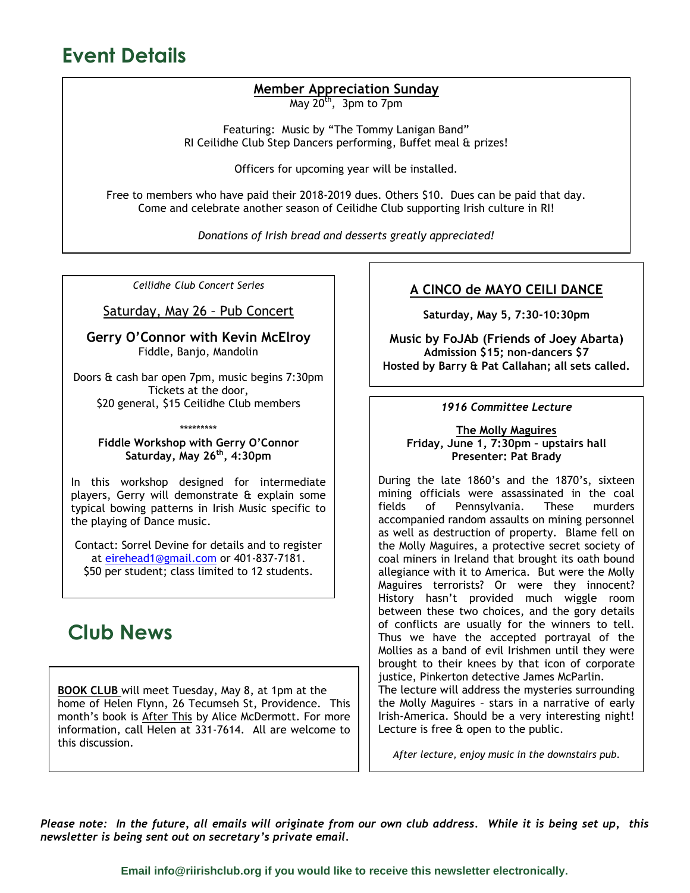# Event Details

**Member Appreciation Sunday**

May 20th, 3pm to 7pm

Featuring: Music by "The Tommy Lanigan Band"
RI Ceilidhe Club Step Dancers performing, Buffet meal & prizes!

Officers for upcoming year will be installed.

Free to members who have paid their 2018-2019 dues. Others $10. Dues can be paid that day.
Come and celebrate another season of Ceilidhe Club supporting Irish culture in RI!

*Donations of Irish bread and desserts greatly appreciated!*

---

*Ceilidhe Club Concert Series*

Saturday, May 26 – Pub Concert

**Gerry O'Connor with Kevin McElroy**
Fiddle, Banjo, Mandolin

Doors & cash bar open 7pm, music begins 7:30pm
Tickets at the door,
$20 general, $15 Ceilidhe Club members

*********

**Fiddle Workshop with Gerry O'Connor**
**Saturday, May 26th, 4:30pm**

In this workshop designed for intermediate players, Gerry will demonstrate & explain some typical bowing patterns in Irish Music specific to the playing of Dance music.

Contact: Sorrel Devine for details and to register at eirehead1@gmail.com or 401-837-7181.
$50 per student; class limited to 12 students.

---

**A CINCO de MAYO CEILI DANCE**

**Saturday, May 5, 7:30-10:30pm**

**Music by FoJAb (Friends of Joey Abarta)**
**Admission $15; non-dancers $7**
**Hosted by Barry & Pat Callahan; all sets called.**

---

***1916 Committee Lecture***

**The Molly Maguires**
**Friday, June 1, 7:30pm – upstairs hall**
**Presenter: Pat Brady**

During the late 1860's and the 1870's, sixteen mining officials were assassinated in the coal fields of Pennsylvania. These murders accompanied random assaults on mining personnel as well as destruction of property. Blame fell on the Molly Maguires, a protective secret society of coal miners in Ireland that brought its oath bound allegiance with it to America. But were the Molly Maguires terrorists? Or were they innocent? History hasn't provided much wiggle room between these two choices, and the gory details of conflicts are usually for the winners to tell. Thus we have the accepted portrayal of the Mollies as a band of evil Irishmen until they were brought to their knees by that icon of corporate justice, Pinkerton detective James McParlin.
The lecture will address the mysteries surrounding the Molly Maguires – stars in a narrative of early Irish-America. Should be a very interesting night! Lecture is free & open to the public.

*After lecture, enjoy music in the downstairs pub.*

# Club News

**BOOK CLUB** will meet Tuesday, May 8, at 1pm at the home of Helen Flynn, 26 Tecumseh St, Providence. This month's book is After This by Alice McDermott. For more information, call Helen at 331-7614. All are welcome to this discussion.

***Please note: In the future, all emails will originate from our own club address. While it is being set up, this newsletter is being sent out on secretary's private email.***

**Email info@riirishclub.org if you would like to receive this newsletter electronically.**